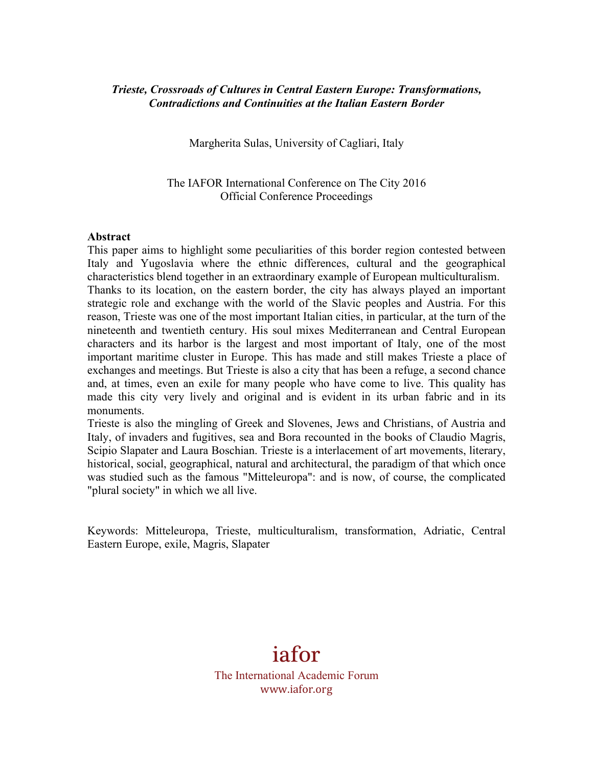***Trieste, Crossroads of Cultures in Central Eastern Europe: Transformations, Contradictions and Continuities at the Italian Eastern Border***

Margherita Sulas, University of Cagliari, Italy

The IAFOR International Conference on The City 2016
Official Conference Proceedings

**Abstract**

This paper aims to highlight some peculiarities of this border region contested between Italy and Yugoslavia where the ethnic differences, cultural and the geographical characteristics blend together in an extraordinary example of European multiculturalism. Thanks to its location, on the eastern border, the city has always played an important strategic role and exchange with the world of the Slavic peoples and Austria. For this reason, Trieste was one of the most important Italian cities, in particular, at the turn of the nineteenth and twentieth century. His soul mixes Mediterranean and Central European characters and its harbor is the largest and most important of Italy, one of the most important maritime cluster in Europe. This has made and still makes Trieste a place of exchanges and meetings. But Trieste is also a city that has been a refuge, a second chance and, at times, even an exile for many people who have come to live. This quality has made this city very lively and original and is evident in its urban fabric and in its monuments.
Trieste is also the mingling of Greek and Slovenes, Jews and Christians, of Austria and Italy, of invaders and fugitives, sea and Bora recounted in the books of Claudio Magris, Scipio Slapater and Laura Boschian. Trieste is a interlacement of art movements, literary, historical, social, geographical, natural and architectural, the paradigm of that which once was studied such as the famous "Mitteleuropa": and is now, of course, the complicated "plural society" in which we all live.

Keywords: Mitteleuropa, Trieste, multiculturalism, transformation, Adriatic, Central Eastern Europe, exile, Magris, Slapater

iafor
The International Academic Forum
www.iafor.org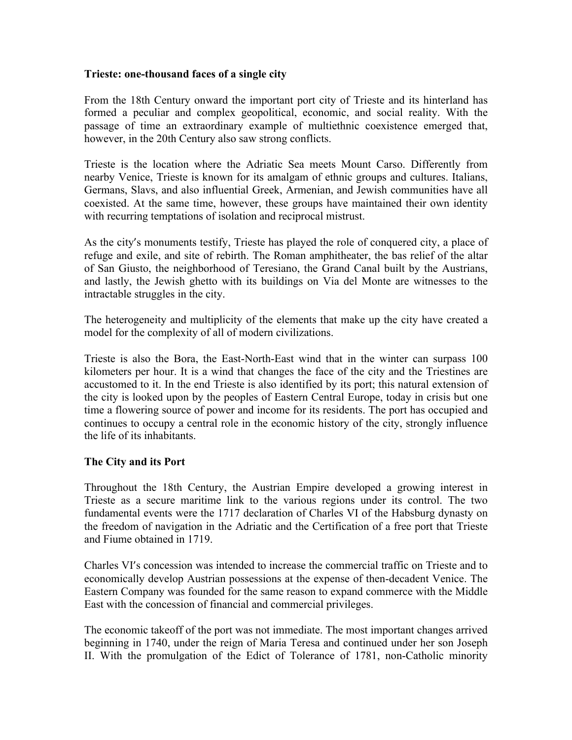**Trieste: one-thousand faces of a single city**

From the 18th Century onward the important port city of Trieste and its hinterland has formed a peculiar and complex geopolitical, economic, and social reality. With the passage of time an extraordinary example of multiethnic coexistence emerged that, however, in the 20th Century also saw strong conflicts.

Trieste is the location where the Adriatic Sea meets Mount Carso. Differently from nearby Venice, Trieste is known for its amalgam of ethnic groups and cultures. Italians, Germans, Slavs, and also influential Greek, Armenian, and Jewish communities have all coexisted. At the same time, however, these groups have maintained their own identity with recurring temptations of isolation and reciprocal mistrust.

As the city′s monuments testify, Trieste has played the role of conquered city, a place of refuge and exile, and site of rebirth. The Roman amphitheater, the bas relief of the altar of San Giusto, the neighborhood of Teresiano, the Grand Canal built by the Austrians, and lastly, the Jewish ghetto with its buildings on Via del Monte are witnesses to the intractable struggles in the city.

The heterogeneity and multiplicity of the elements that make up the city have created a model for the complexity of all of modern civilizations.

Trieste is also the Bora, the East-North-East wind that in the winter can surpass 100 kilometers per hour. It is a wind that changes the face of the city and the Triestines are accustomed to it. In the end Trieste is also identified by its port; this natural extension of the city is looked upon by the peoples of Eastern Central Europe, today in crisis but one time a flowering source of power and income for its residents. The port has occupied and continues to occupy a central role in the economic history of the city, strongly influence the life of its inhabitants.

**The City and its Port**

Throughout the 18th Century, the Austrian Empire developed a growing interest in Trieste as a secure maritime link to the various regions under its control. The two fundamental events were the 1717 declaration of Charles VI of the Habsburg dynasty on the freedom of navigation in the Adriatic and the Certification of a free port that Trieste and Fiume obtained in 1719.

Charles VI′s concession was intended to increase the commercial traffic on Trieste and to economically develop Austrian possessions at the expense of then-decadent Venice. The Eastern Company was founded for the same reason to expand commerce with the Middle East with the concession of financial and commercial privileges.

The economic takeoff of the port was not immediate. The most important changes arrived beginning in 1740, under the reign of Maria Teresa and continued under her son Joseph II. With the promulgation of the Edict of Tolerance of 1781, non-Catholic minority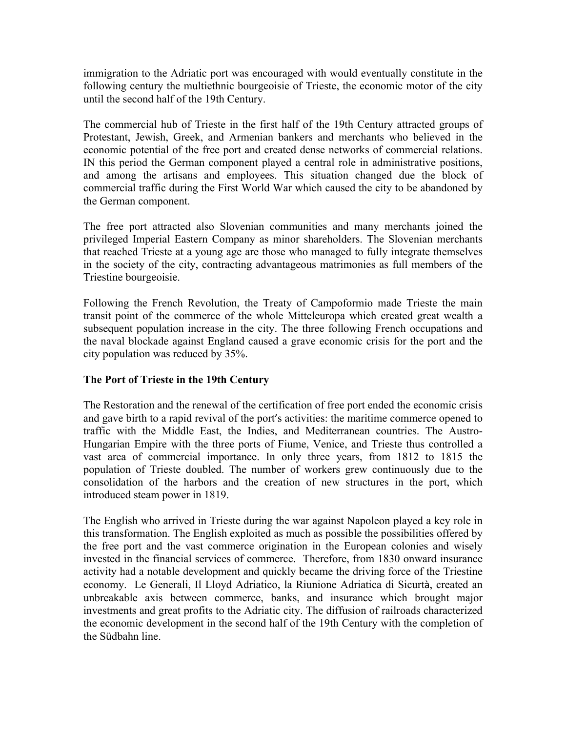immigration to the Adriatic port was encouraged with would eventually constitute in the following century the multiethnic bourgeoisie of Trieste, the economic motor of the city until the second half of the 19th Century.

The commercial hub of Trieste in the first half of the 19th Century attracted groups of Protestant, Jewish, Greek, and Armenian bankers and merchants who believed in the economic potential of the free port and created dense networks of commercial relations. IN this period the German component played a central role in administrative positions, and among the artisans and employees. This situation changed due the block of commercial traffic during the First World War which caused the city to be abandoned by the German component.

The free port attracted also Slovenian communities and many merchants joined the privileged Imperial Eastern Company as minor shareholders. The Slovenian merchants that reached Trieste at a young age are those who managed to fully integrate themselves in the society of the city, contracting advantageous matrimonies as full members of the Triestine bourgeoisie.

Following the French Revolution, the Treaty of Campoformio made Trieste the main transit point of the commerce of the whole Mitteleuropa which created great wealth a subsequent population increase in the city. The three following French occupations and the naval blockade against England caused a grave economic crisis for the port and the city population was reduced by 35%.

**The Port of Trieste in the 19th Century**

The Restoration and the renewal of the certification of free port ended the economic crisis and gave birth to a rapid revival of the port′s activities: the maritime commerce opened to traffic with the Middle East, the Indies, and Mediterranean countries. The Austro-Hungarian Empire with the three ports of Fiume, Venice, and Trieste thus controlled a vast area of commercial importance. In only three years, from 1812 to 1815 the population of Trieste doubled. The number of workers grew continuously due to the consolidation of the harbors and the creation of new structures in the port, which introduced steam power in 1819.

The English who arrived in Trieste during the war against Napoleon played a key role in this transformation. The English exploited as much as possible the possibilities offered by the free port and the vast commerce origination in the European colonies and wisely invested in the financial services of commerce. Therefore, from 1830 onward insurance activity had a notable development and quickly became the driving force of the Triestine economy. Le Generali, Il Lloyd Adriatico, la Riunione Adriatica di Sicurtà, created an unbreakable axis between commerce, banks, and insurance which brought major investments and great profits to the Adriatic city. The diffusion of railroads characterized the economic development in the second half of the 19th Century with the completion of the Südbahn line.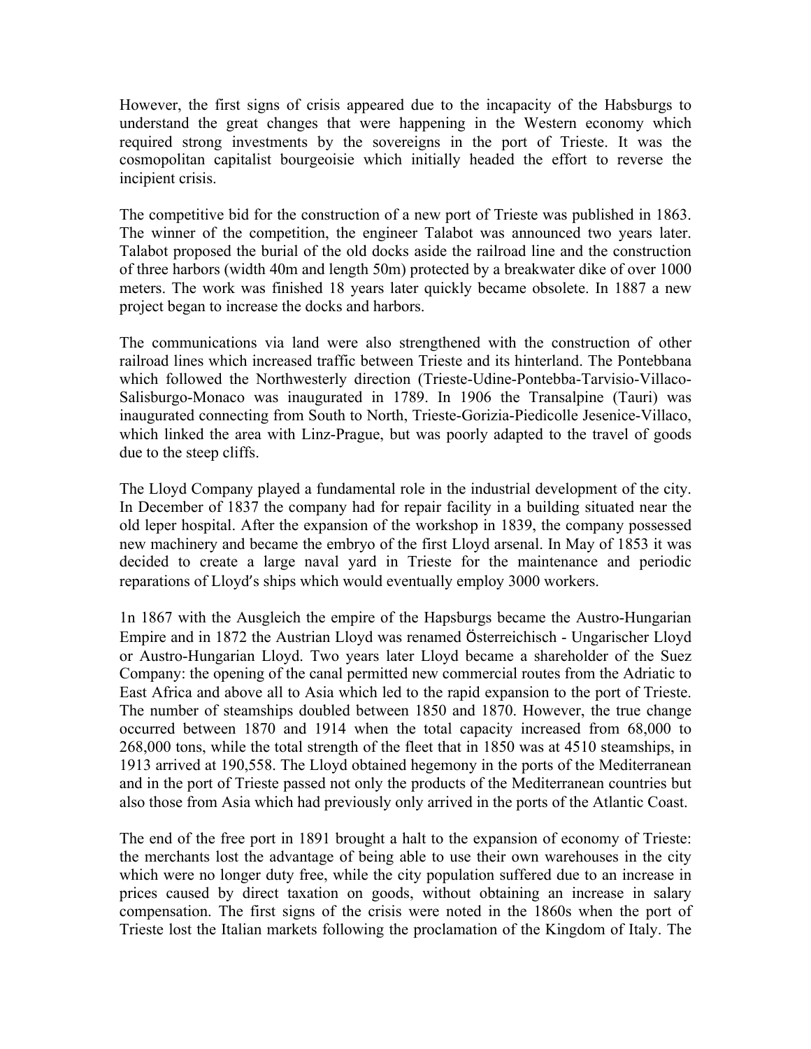However, the first signs of crisis appeared due to the incapacity of the Habsburgs to understand the great changes that were happening in the Western economy which required strong investments by the sovereigns in the port of Trieste. It was the cosmopolitan capitalist bourgeoisie which initially headed the effort to reverse the incipient crisis.

The competitive bid for the construction of a new port of Trieste was published in 1863. The winner of the competition, the engineer Talabot was announced two years later. Talabot proposed the burial of the old docks aside the railroad line and the construction of three harbors (width 40m and length 50m) protected by a breakwater dike of over 1000 meters. The work was finished 18 years later quickly became obsolete. In 1887 a new project began to increase the docks and harbors.

The communications via land were also strengthened with the construction of other railroad lines which increased traffic between Trieste and its hinterland. The Pontebbana which followed the Northwesterly direction (Trieste-Udine-Pontebba-Tarvisio-Villaco-Salisburgo-Monaco was inaugurated in 1789. In 1906 the Transalpine (Tauri) was inaugurated connecting from South to North, Trieste-Gorizia-Piedicolle Jesenice-Villaco, which linked the area with Linz-Prague, but was poorly adapted to the travel of goods due to the steep cliffs.

The Lloyd Company played a fundamental role in the industrial development of the city. In December of 1837 the company had for repair facility in a building situated near the old leper hospital. After the expansion of the workshop in 1839, the company possessed new machinery and became the embryo of the first Lloyd arsenal. In May of 1853 it was decided to create a large naval yard in Trieste for the maintenance and periodic reparations of Lloyd's ships which would eventually employ 3000 workers.

1n 1867 with the Ausgleich the empire of the Hapsburgs became the Austro-Hungarian Empire and in 1872 the Austrian Lloyd was renamed Österreichisch - Ungarischer Lloyd or Austro-Hungarian Lloyd. Two years later Lloyd became a shareholder of the Suez Company: the opening of the canal permitted new commercial routes from the Adriatic to East Africa and above all to Asia which led to the rapid expansion to the port of Trieste. The number of steamships doubled between 1850 and 1870. However, the true change occurred between 1870 and 1914 when the total capacity increased from 68,000 to 268,000 tons, while the total strength of the fleet that in 1850 was at 4510 steamships, in 1913 arrived at 190,558. The Lloyd obtained hegemony in the ports of the Mediterranean and in the port of Trieste passed not only the products of the Mediterranean countries but also those from Asia which had previously only arrived in the ports of the Atlantic Coast.

The end of the free port in 1891 brought a halt to the expansion of economy of Trieste: the merchants lost the advantage of being able to use their own warehouses in the city which were no longer duty free, while the city population suffered due to an increase in prices caused by direct taxation on goods, without obtaining an increase in salary compensation. The first signs of the crisis were noted in the 1860s when the port of Trieste lost the Italian markets following the proclamation of the Kingdom of Italy. The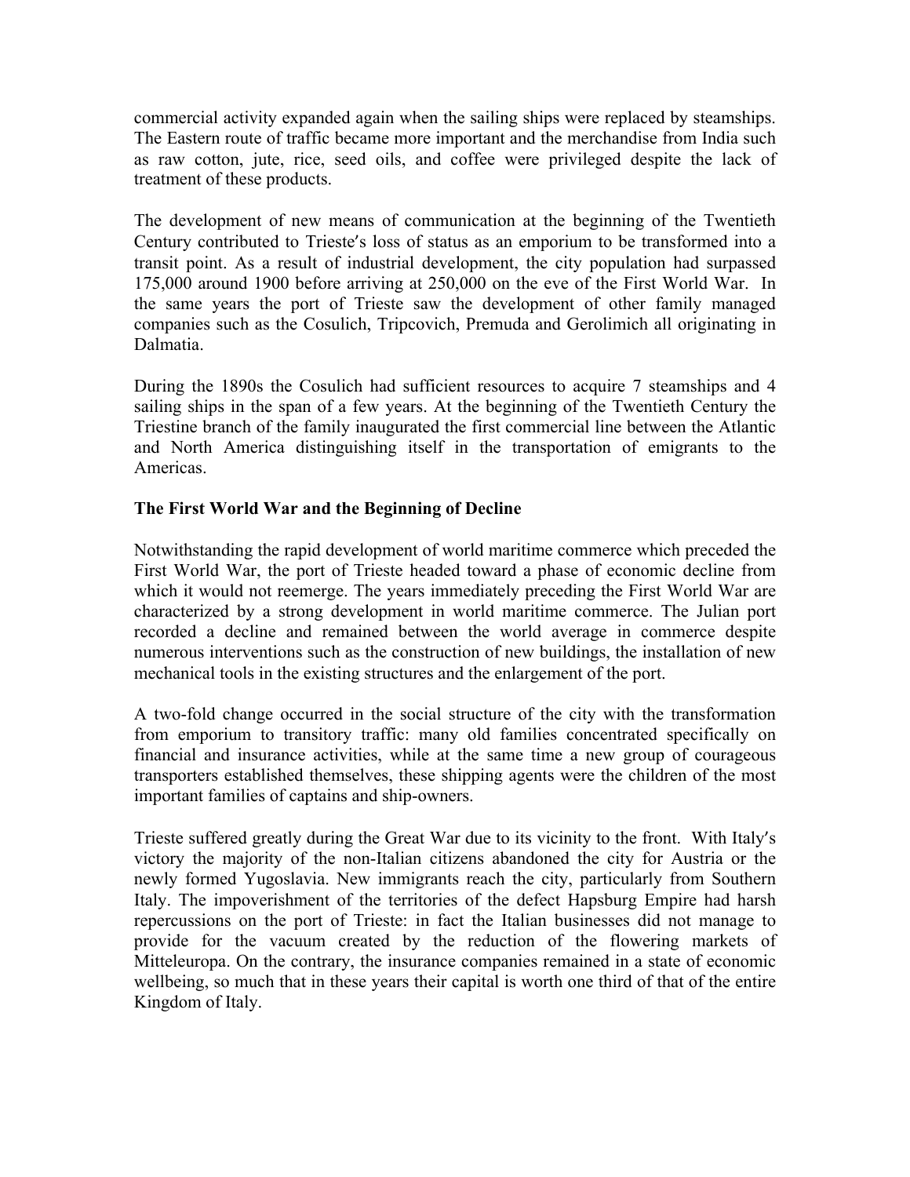commercial activity expanded again when the sailing ships were replaced by steamships. The Eastern route of traffic became more important and the merchandise from India such as raw cotton, jute, rice, seed oils, and coffee were privileged despite the lack of treatment of these products.

The development of new means of communication at the beginning of the Twentieth Century contributed to Trieste′s loss of status as an emporium to be transformed into a transit point. As a result of industrial development, the city population had surpassed 175,000 around 1900 before arriving at 250,000 on the eve of the First World War. In the same years the port of Trieste saw the development of other family managed companies such as the Cosulich, Tripcovich, Premuda and Gerolimich all originating in Dalmatia.

During the 1890s the Cosulich had sufficient resources to acquire 7 steamships and 4 sailing ships in the span of a few years. At the beginning of the Twentieth Century the Triestine branch of the family inaugurated the first commercial line between the Atlantic and North America distinguishing itself in the transportation of emigrants to the Americas.

**The First World War and the Beginning of Decline**

Notwithstanding the rapid development of world maritime commerce which preceded the First World War, the port of Trieste headed toward a phase of economic decline from which it would not reemerge. The years immediately preceding the First World War are characterized by a strong development in world maritime commerce. The Julian port recorded a decline and remained between the world average in commerce despite numerous interventions such as the construction of new buildings, the installation of new mechanical tools in the existing structures and the enlargement of the port.

A two-fold change occurred in the social structure of the city with the transformation from emporium to transitory traffic: many old families concentrated specifically on financial and insurance activities, while at the same time a new group of courageous transporters established themselves, these shipping agents were the children of the most important families of captains and ship-owners.

Trieste suffered greatly during the Great War due to its vicinity to the front. With Italy′s victory the majority of the non-Italian citizens abandoned the city for Austria or the newly formed Yugoslavia. New immigrants reach the city, particularly from Southern Italy. The impoverishment of the territories of the defect Hapsburg Empire had harsh repercussions on the port of Trieste: in fact the Italian businesses did not manage to provide for the vacuum created by the reduction of the flowering markets of Mitteleuropa. On the contrary, the insurance companies remained in a state of economic wellbeing, so much that in these years their capital is worth one third of that of the entire Kingdom of Italy.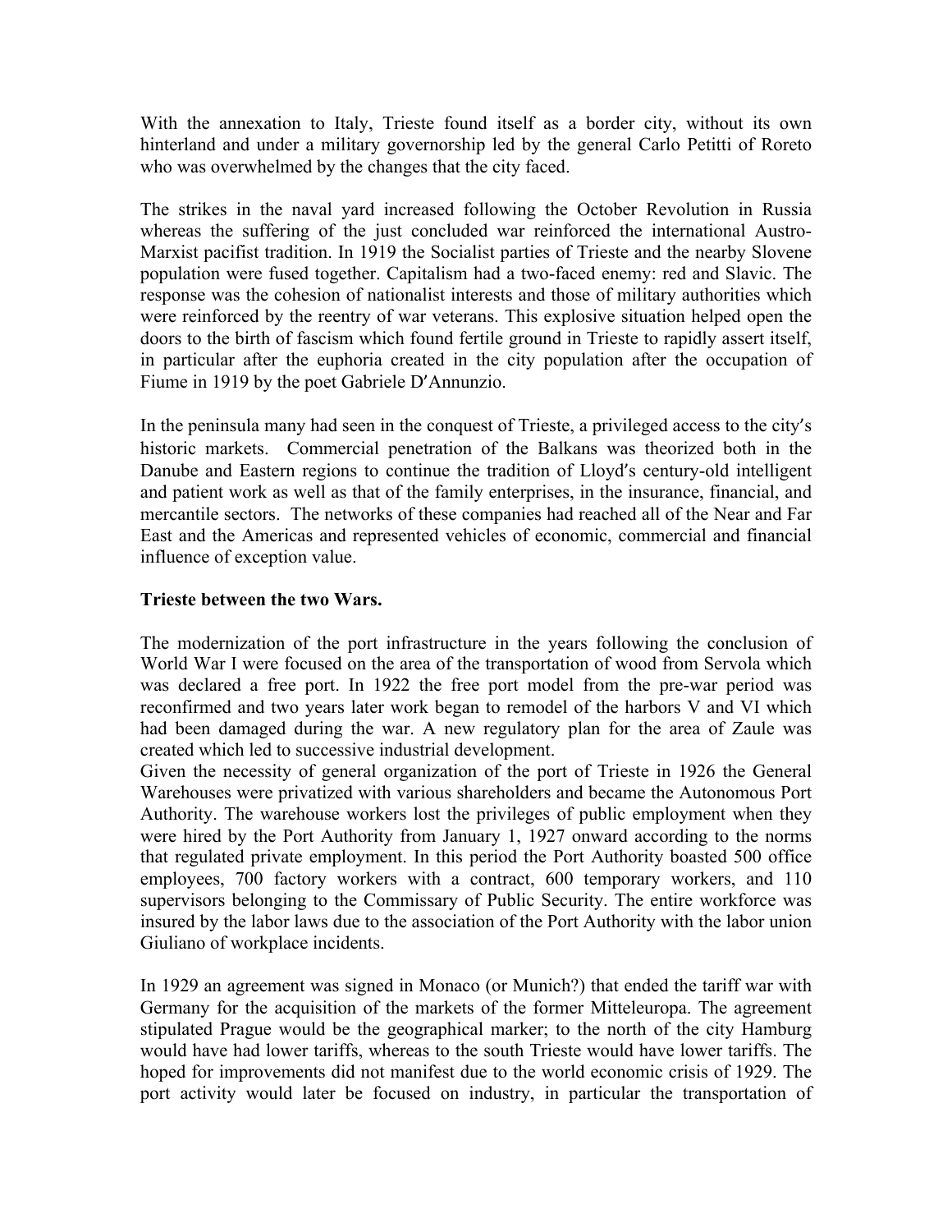With the annexation to Italy, Trieste found itself as a border city, without its own hinterland and under a military governorship led by the general Carlo Petitti of Roreto who was overwhelmed by the changes that the city faced.

The strikes in the naval yard increased following the October Revolution in Russia whereas the suffering of the just concluded war reinforced the international Austro-Marxist pacifist tradition. In 1919 the Socialist parties of Trieste and the nearby Slovene population were fused together. Capitalism had a two-faced enemy: red and Slavic. The response was the cohesion of nationalist interests and those of military authorities which were reinforced by the reentry of war veterans. This explosive situation helped open the doors to the birth of fascism which found fertile ground in Trieste to rapidly assert itself, in particular after the euphoria created in the city population after the occupation of Fiume in 1919 by the poet Gabriele D′Annunzio.

In the peninsula many had seen in the conquest of Trieste, a privileged access to the city′s historic markets. Commercial penetration of the Balkans was theorized both in the Danube and Eastern regions to continue the tradition of Lloyd′s century-old intelligent and patient work as well as that of the family enterprises, in the insurance, financial, and mercantile sectors. The networks of these companies had reached all of the Near and Far East and the Americas and represented vehicles of economic, commercial and financial influence of exception value.

**Trieste between the two Wars.**

The modernization of the port infrastructure in the years following the conclusion of World War I were focused on the area of the transportation of wood from Servola which was declared a free port. In 1922 the free port model from the pre-war period was reconfirmed and two years later work began to remodel of the harbors V and VI which had been damaged during the war. A new regulatory plan for the area of Zaule was created which led to successive industrial development.
Given the necessity of general organization of the port of Trieste in 1926 the General Warehouses were privatized with various shareholders and became the Autonomous Port Authority. The warehouse workers lost the privileges of public employment when they were hired by the Port Authority from January 1, 1927 onward according to the norms that regulated private employment. In this period the Port Authority boasted 500 office employees, 700 factory workers with a contract, 600 temporary workers, and 110 supervisors belonging to the Commissary of Public Security. The entire workforce was insured by the labor laws due to the association of the Port Authority with the labor union Giuliano of workplace incidents.

In 1929 an agreement was signed in Monaco (or Munich?) that ended the tariff war with Germany for the acquisition of the markets of the former Mitteleuropa. The agreement stipulated Prague would be the geographical marker; to the north of the city Hamburg would have had lower tariffs, whereas to the south Trieste would have lower tariffs. The hoped for improvements did not manifest due to the world economic crisis of 1929. The port activity would later be focused on industry, in particular the transportation of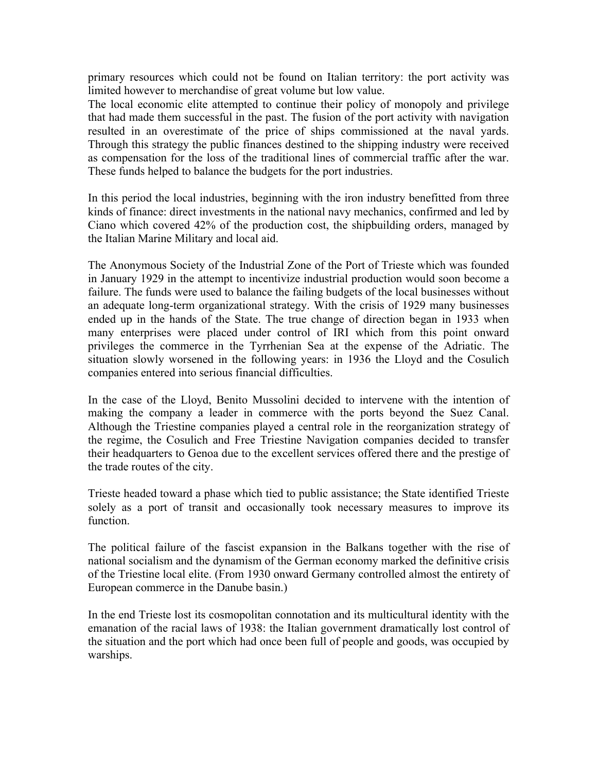primary resources which could not be found on Italian territory: the port activity was limited however to merchandise of great volume but low value.
The local economic elite attempted to continue their policy of monopoly and privilege that had made them successful in the past. The fusion of the port activity with navigation resulted in an overestimate of the price of ships commissioned at the naval yards. Through this strategy the public finances destined to the shipping industry were received as compensation for the loss of the traditional lines of commercial traffic after the war. These funds helped to balance the budgets for the port industries.

In this period the local industries, beginning with the iron industry benefitted from three kinds of finance: direct investments in the national navy mechanics, confirmed and led by Ciano which covered 42% of the production cost, the shipbuilding orders, managed by the Italian Marine Military and local aid.

The Anonymous Society of the Industrial Zone of the Port of Trieste which was founded in January 1929 in the attempt to incentivize industrial production would soon become a failure. The funds were used to balance the failing budgets of the local businesses without an adequate long-term organizational strategy. With the crisis of 1929 many businesses ended up in the hands of the State. The true change of direction began in 1933 when many enterprises were placed under control of IRI which from this point onward privileges the commerce in the Tyrrhenian Sea at the expense of the Adriatic. The situation slowly worsened in the following years: in 1936 the Lloyd and the Cosulich companies entered into serious financial difficulties.

In the case of the Lloyd, Benito Mussolini decided to intervene with the intention of making the company a leader in commerce with the ports beyond the Suez Canal. Although the Triestine companies played a central role in the reorganization strategy of the regime, the Cosulich and Free Triestine Navigation companies decided to transfer their headquarters to Genoa due to the excellent services offered there and the prestige of the trade routes of the city.

Trieste headed toward a phase which tied to public assistance; the State identified Trieste solely as a port of transit and occasionally took necessary measures to improve its function.

The political failure of the fascist expansion in the Balkans together with the rise of national socialism and the dynamism of the German economy marked the definitive crisis of the Triestine local elite. (From 1930 onward Germany controlled almost the entirety of European commerce in the Danube basin.)

In the end Trieste lost its cosmopolitan connotation and its multicultural identity with the emanation of the racial laws of 1938: the Italian government dramatically lost control of the situation and the port which had once been full of people and goods, was occupied by warships.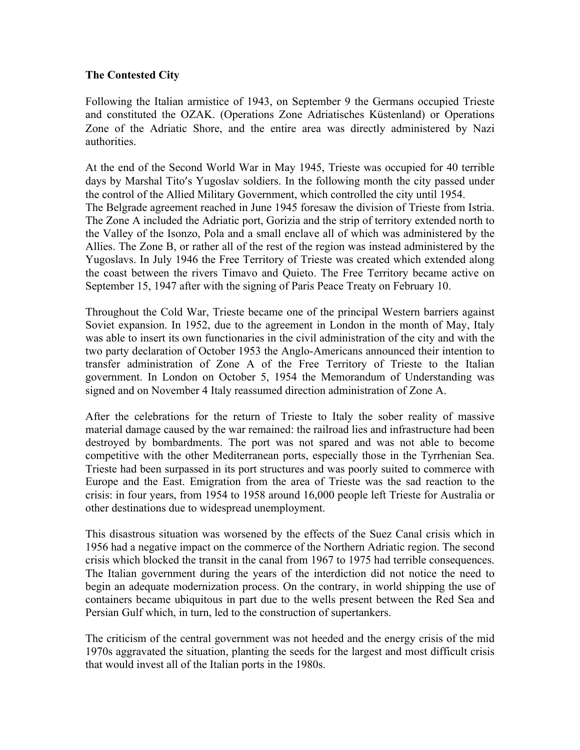**The Contested City**

Following the Italian armistice of 1943, on September 9 the Germans occupied Trieste and constituted the OZAK. (Operations Zone Adriatisches Küstenland) or Operations Zone of the Adriatic Shore, and the entire area was directly administered by Nazi authorities.

At the end of the Second World War in May 1945, Trieste was occupied for 40 terrible days by Marshal Tito's Yugoslav soldiers. In the following month the city passed under the control of the Allied Military Government, which controlled the city until 1954.
The Belgrade agreement reached in June 1945 foresaw the division of Trieste from Istria. The Zone A included the Adriatic port, Gorizia and the strip of territory extended north to the Valley of the Isonzo, Pola and a small enclave all of which was administered by the Allies. The Zone B, or rather all of the rest of the region was instead administered by the Yugoslavs. In July 1946 the Free Territory of Trieste was created which extended along the coast between the rivers Timavo and Quieto. The Free Territory became active on September 15, 1947 after with the signing of Paris Peace Treaty on February 10.

Throughout the Cold War, Trieste became one of the principal Western barriers against Soviet expansion. In 1952, due to the agreement in London in the month of May, Italy was able to insert its own functionaries in the civil administration of the city and with the two party declaration of October 1953 the Anglo-Americans announced their intention to transfer administration of Zone A of the Free Territory of Trieste to the Italian government. In London on October 5, 1954 the Memorandum of Understanding was signed and on November 4 Italy reassumed direction administration of Zone A.

After the celebrations for the return of Trieste to Italy the sober reality of massive material damage caused by the war remained: the railroad lies and infrastructure had been destroyed by bombardments. The port was not spared and was not able to become competitive with the other Mediterranean ports, especially those in the Tyrrhenian Sea. Trieste had been surpassed in its port structures and was poorly suited to commerce with Europe and the East. Emigration from the area of Trieste was the sad reaction to the crisis: in four years, from 1954 to 1958 around 16,000 people left Trieste for Australia or other destinations due to widespread unemployment.

This disastrous situation was worsened by the effects of the Suez Canal crisis which in 1956 had a negative impact on the commerce of the Northern Adriatic region. The second crisis which blocked the transit in the canal from 1967 to 1975 had terrible consequences. The Italian government during the years of the interdiction did not notice the need to begin an adequate modernization process. On the contrary, in world shipping the use of containers became ubiquitous in part due to the wells present between the Red Sea and Persian Gulf which, in turn, led to the construction of supertankers.

The criticism of the central government was not heeded and the energy crisis of the mid 1970s aggravated the situation, planting the seeds for the largest and most difficult crisis that would invest all of the Italian ports in the 1980s.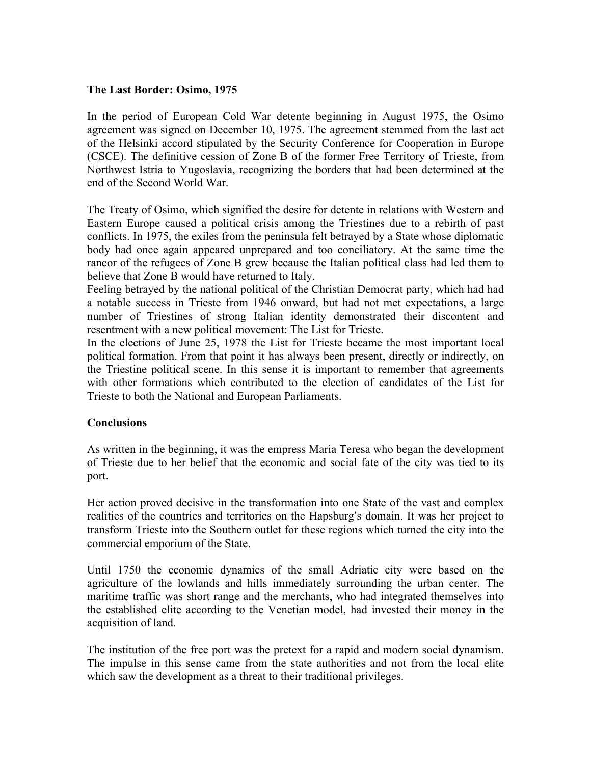**The Last Border: Osimo, 1975**

In the period of European Cold War detente beginning in August 1975, the Osimo agreement was signed on December 10, 1975. The agreement stemmed from the last act of the Helsinki accord stipulated by the Security Conference for Cooperation in Europe (CSCE). The definitive cession of Zone B of the former Free Territory of Trieste, from Northwest Istria to Yugoslavia, recognizing the borders that had been determined at the end of the Second World War.

The Treaty of Osimo, which signified the desire for detente in relations with Western and Eastern Europe caused a political crisis among the Triestines due to a rebirth of past conflicts. In 1975, the exiles from the peninsula felt betrayed by a State whose diplomatic body had once again appeared unprepared and too conciliatory. At the same time the rancor of the refugees of Zone B grew because the Italian political class had led them to believe that Zone B would have returned to Italy.
Feeling betrayed by the national political of the Christian Democrat party, which had had a notable success in Trieste from 1946 onward, but had not met expectations, a large number of Triestines of strong Italian identity demonstrated their discontent and resentment with a new political movement: The List for Trieste.
In the elections of June 25, 1978 the List for Trieste became the most important local political formation. From that point it has always been present, directly or indirectly, on the Triestine political scene. In this sense it is important to remember that agreements with other formations which contributed to the election of candidates of the List for Trieste to both the National and European Parliaments.

**Conclusions**

As written in the beginning, it was the empress Maria Teresa who began the development of Trieste due to her belief that the economic and social fate of the city was tied to its port.

Her action proved decisive in the transformation into one State of the vast and complex realities of the countries and territories on the Hapsburg′s domain. It was her project to transform Trieste into the Southern outlet for these regions which turned the city into the commercial emporium of the State.

Until 1750 the economic dynamics of the small Adriatic city were based on the agriculture of the lowlands and hills immediately surrounding the urban center. The maritime traffic was short range and the merchants, who had integrated themselves into the established elite according to the Venetian model, had invested their money in the acquisition of land.

The institution of the free port was the pretext for a rapid and modern social dynamism. The impulse in this sense came from the state authorities and not from the local elite which saw the development as a threat to their traditional privileges.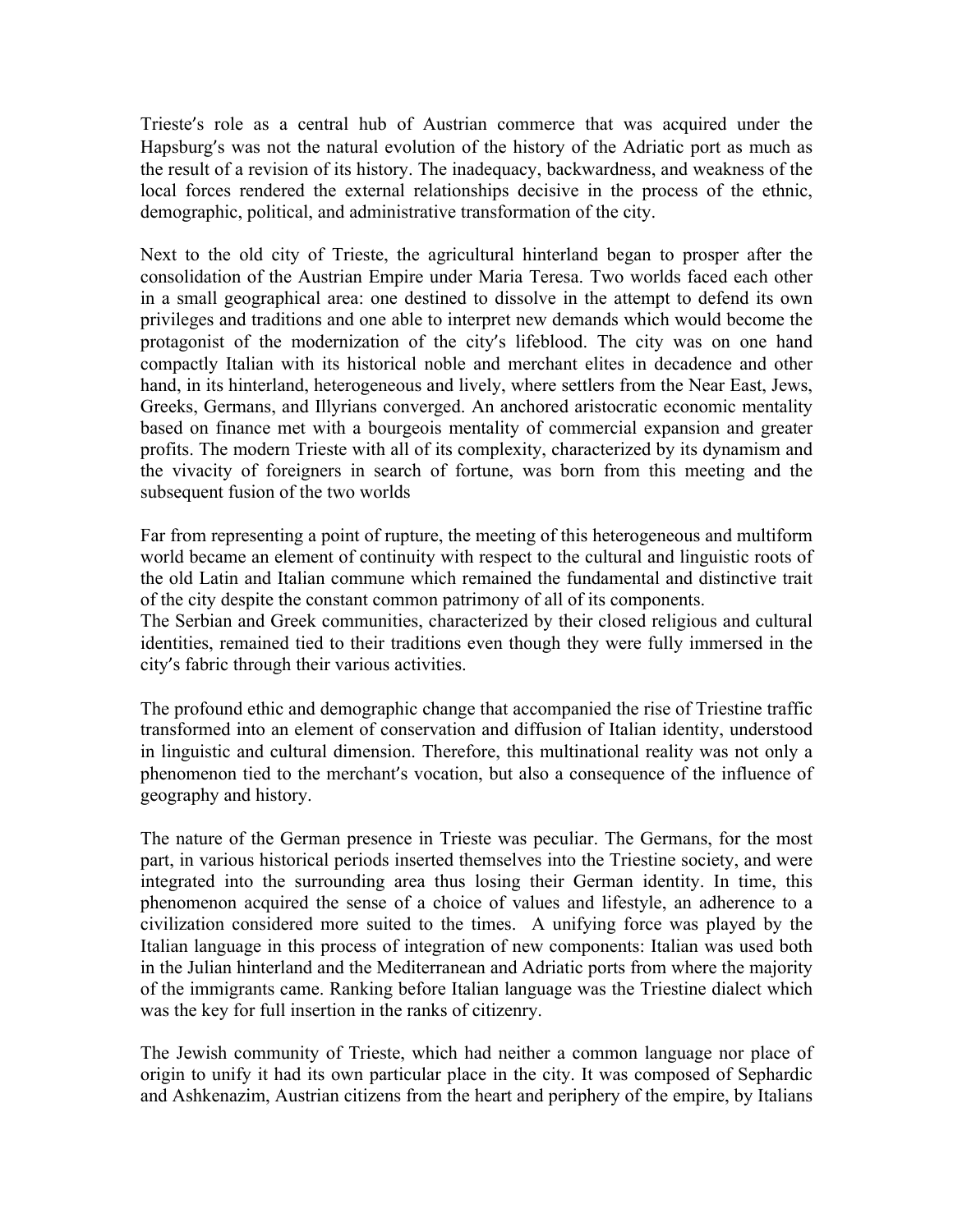Trieste′s role as a central hub of Austrian commerce that was acquired under the Hapsburg′s was not the natural evolution of the history of the Adriatic port as much as the result of a revision of its history. The inadequacy, backwardness, and weakness of the local forces rendered the external relationships decisive in the process of the ethnic, demographic, political, and administrative transformation of the city.

Next to the old city of Trieste, the agricultural hinterland began to prosper after the consolidation of the Austrian Empire under Maria Teresa. Two worlds faced each other in a small geographical area: one destined to dissolve in the attempt to defend its own privileges and traditions and one able to interpret new demands which would become the protagonist of the modernization of the city′s lifeblood. The city was on one hand compactly Italian with its historical noble and merchant elites in decadence and other hand, in its hinterland, heterogeneous and lively, where settlers from the Near East, Jews, Greeks, Germans, and Illyrians converged. An anchored aristocratic economic mentality based on finance met with a bourgeois mentality of commercial expansion and greater profits. The modern Trieste with all of its complexity, characterized by its dynamism and the vivacity of foreigners in search of fortune, was born from this meeting and the subsequent fusion of the two worlds

Far from representing a point of rupture, the meeting of this heterogeneous and multiform world became an element of continuity with respect to the cultural and linguistic roots of the old Latin and Italian commune which remained the fundamental and distinctive trait of the city despite the constant common patrimony of all of its components.
The Serbian and Greek communities, characterized by their closed religious and cultural identities, remained tied to their traditions even though they were fully immersed in the city′s fabric through their various activities.

The profound ethic and demographic change that accompanied the rise of Triestine traffic transformed into an element of conservation and diffusion of Italian identity, understood in linguistic and cultural dimension. Therefore, this multinational reality was not only a phenomenon tied to the merchant′s vocation, but also a consequence of the influence of geography and history.

The nature of the German presence in Trieste was peculiar. The Germans, for the most part, in various historical periods inserted themselves into the Triestine society, and were integrated into the surrounding area thus losing their German identity. In time, this phenomenon acquired the sense of a choice of values and lifestyle, an adherence to a civilization considered more suited to the times. A unifying force was played by the Italian language in this process of integration of new components: Italian was used both in the Julian hinterland and the Mediterranean and Adriatic ports from where the majority of the immigrants came. Ranking before Italian language was the Triestine dialect which was the key for full insertion in the ranks of citizenry.

The Jewish community of Trieste, which had neither a common language nor place of origin to unify it had its own particular place in the city. It was composed of Sephardic and Ashkenazim, Austrian citizens from the heart and periphery of the empire, by Italians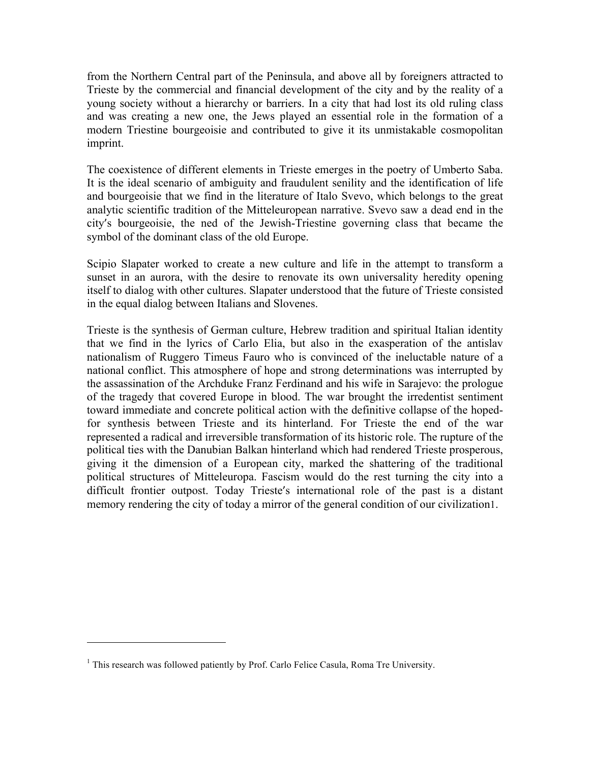from the Northern Central part of the Peninsula, and above all by foreigners attracted to Trieste by the commercial and financial development of the city and by the reality of a young society without a hierarchy or barriers. In a city that had lost its old ruling class and was creating a new one, the Jews played an essential role in the formation of a modern Triestine bourgeoisie and contributed to give it its unmistakable cosmopolitan imprint.

The coexistence of different elements in Trieste emerges in the poetry of Umberto Saba. It is the ideal scenario of ambiguity and fraudulent senility and the identification of life and bourgeoisie that we find in the literature of Italo Svevo, which belongs to the great analytic scientific tradition of the Mitteleuropean narrative. Svevo saw a dead end in the city′s bourgeoisie, the ned of the Jewish-Triestine governing class that became the symbol of the dominant class of the old Europe.

Scipio Slapater worked to create a new culture and life in the attempt to transform a sunset in an aurora, with the desire to renovate its own universality heredity opening itself to dialog with other cultures. Slapater understood that the future of Trieste consisted in the equal dialog between Italians and Slovenes.

Trieste is the synthesis of German culture, Hebrew tradition and spiritual Italian identity that we find in the lyrics of Carlo Elia, but also in the exasperation of the antislav nationalism of Ruggero Timeus Fauro who is convinced of the ineluctable nature of a national conflict. This atmosphere of hope and strong determinations was interrupted by the assassination of the Archduke Franz Ferdinand and his wife in Sarajevo: the prologue of the tragedy that covered Europe in blood. The war brought the irredentist sentiment toward immediate and concrete political action with the definitive collapse of the hoped-for synthesis between Trieste and its hinterland. For Trieste the end of the war represented a radical and irreversible transformation of its historic role. The rupture of the political ties with the Danubian Balkan hinterland which had rendered Trieste prosperous, giving it the dimension of a European city, marked the shattering of the traditional political structures of Mitteleuropa. Fascism would do the rest turning the city into a difficult frontier outpost. Today Trieste′s international role of the past is a distant memory rendering the city of today a mirror of the general condition of our civilization[1].

---

[1] This research was followed patiently by Prof. Carlo Felice Casula, Roma Tre University.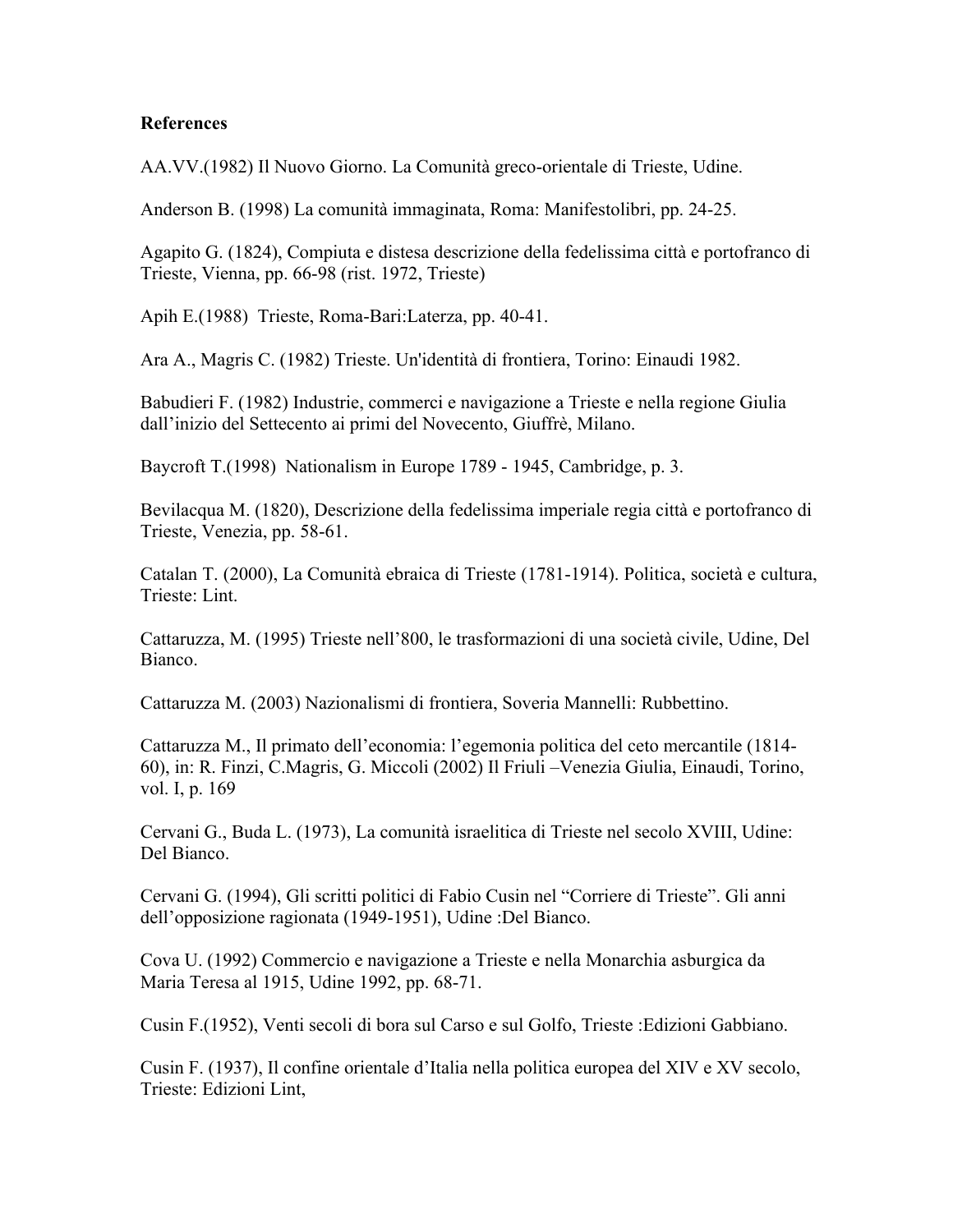**References**

AA.VV.(1982) Il Nuovo Giorno. La Comunità greco-orientale di Trieste, Udine.

Anderson B. (1998) La comunità immaginata, Roma: Manifestolibri, pp. 24-25.

Agapito G. (1824), Compiuta e distesa descrizione della fedelissima città e portofranco di Trieste, Vienna, pp. 66-98 (rist. 1972, Trieste)

Apih E.(1988) Trieste, Roma-Bari:Laterza, pp. 40-41.

Ara A., Magris C. (1982) Trieste. Un'identità di frontiera, Torino: Einaudi 1982.

Babudieri F. (1982) Industrie, commerci e navigazione a Trieste e nella regione Giulia dall'inizio del Settecento ai primi del Novecento, Giuffrè, Milano.

Baycroft T.(1998) Nationalism in Europe 1789 - 1945, Cambridge, p. 3.

Bevilacqua M. (1820), Descrizione della fedelissima imperiale regia città e portofranco di Trieste, Venezia, pp. 58-61.

Catalan T. (2000), La Comunità ebraica di Trieste (1781-1914). Politica, società e cultura, Trieste: Lint.

Cattaruzza, M. (1995) Trieste nell'800, le trasformazioni di una società civile, Udine, Del Bianco.

Cattaruzza M. (2003) Nazionalismi di frontiera, Soveria Mannelli: Rubbettino.

Cattaruzza M., Il primato dell'economia: l'egemonia politica del ceto mercantile (1814-60), in: R. Finzi, C.Magris, G. Miccoli (2002) Il Friuli –Venezia Giulia, Einaudi, Torino, vol. I, p. 169

Cervani G., Buda L. (1973), La comunità israelitica di Trieste nel secolo XVIII, Udine: Del Bianco.

Cervani G. (1994), Gli scritti politici di Fabio Cusin nel "Corriere di Trieste". Gli anni dell'opposizione ragionata (1949-1951), Udine :Del Bianco.

Cova U. (1992) Commercio e navigazione a Trieste e nella Monarchia asburgica da Maria Teresa al 1915, Udine 1992, pp. 68-71.

Cusin F.(1952), Venti secoli di bora sul Carso e sul Golfo, Trieste :Edizioni Gabbiano.

Cusin F. (1937), Il confine orientale d'Italia nella politica europea del XIV e XV secolo, Trieste: Edizioni Lint,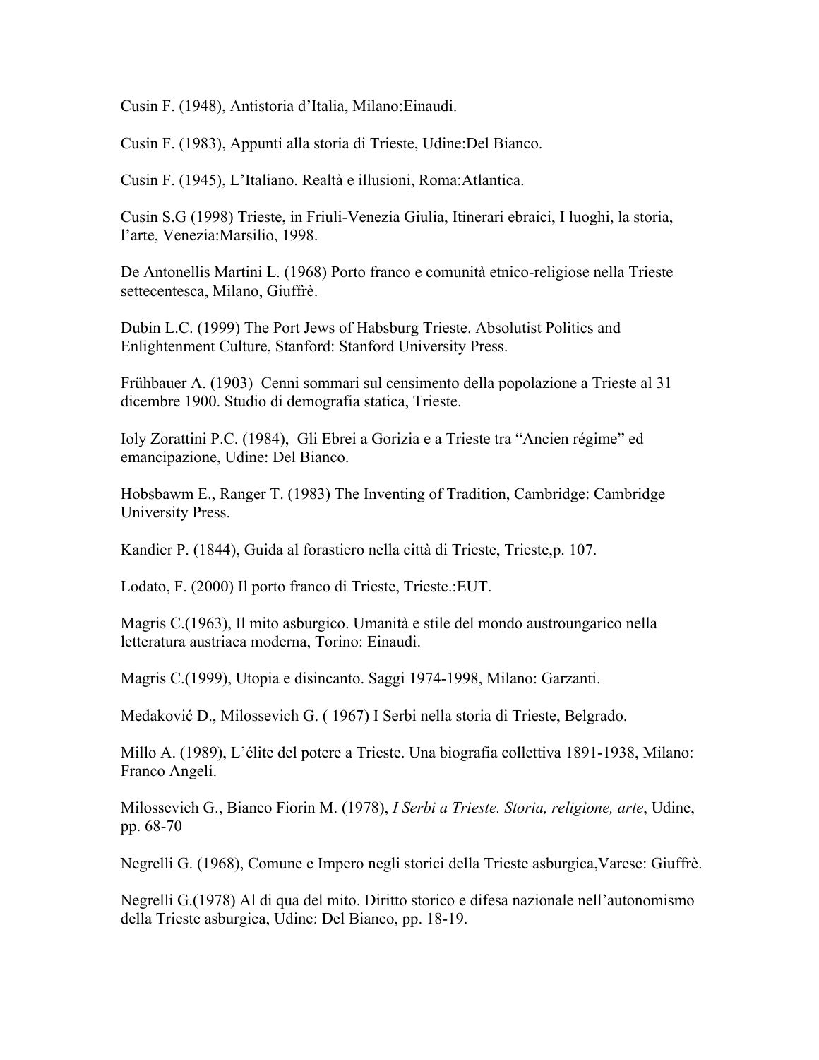Cusin F. (1948), Antistoria d'Italia, Milano:Einaudi.

Cusin F. (1983), Appunti alla storia di Trieste, Udine:Del Bianco.

Cusin F. (1945), L'Italiano. Realtà e illusioni, Roma:Atlantica.

Cusin S.G (1998) Trieste, in Friuli-Venezia Giulia, Itinerari ebraici, I luoghi, la storia, l'arte, Venezia:Marsilio, 1998.

De Antonellis Martini L. (1968) Porto franco e comunità etnico-religiose nella Trieste settecentesca, Milano, Giuffrè.

Dubin L.C. (1999) The Port Jews of Habsburg Trieste. Absolutist Politics and Enlightenment Culture, Stanford: Stanford University Press.

Frühbauer A. (1903) Cenni sommari sul censimento della popolazione a Trieste al 31 dicembre 1900. Studio di demografia statica, Trieste.

Ioly Zorattini P.C. (1984), Gli Ebrei a Gorizia e a Trieste tra "Ancien régime" ed emancipazione, Udine: Del Bianco.

Hobsbawm E., Ranger T. (1983) The Inventing of Tradition, Cambridge: Cambridge University Press.

Kandier P. (1844), Guida al forastiero nella città di Trieste, Trieste,p. 107.

Lodato, F. (2000) Il porto franco di Trieste, Trieste.:EUT.

Magris C.(1963), Il mito asburgico. Umanità e stile del mondo austroungarico nella letteratura austriaca moderna, Torino: Einaudi.

Magris C.(1999), Utopia e disincanto. Saggi 1974-1998, Milano: Garzanti.

Medaković D., Milossevich G. ( 1967) I Serbi nella storia di Trieste, Belgrado.

Millo A. (1989), L'élite del potere a Trieste. Una biografia collettiva 1891-1938, Milano: Franco Angeli.

Milossevich G., Bianco Fiorin M. (1978), *I Serbi a Trieste. Storia, religione, arte*, Udine, pp. 68-70

Negrelli G. (1968), Comune e Impero negli storici della Trieste asburgica,Varese: Giuffrè.

Negrelli G.(1978) Al di qua del mito. Diritto storico e difesa nazionale nell'autonomismo della Trieste asburgica, Udine: Del Bianco, pp. 18-19.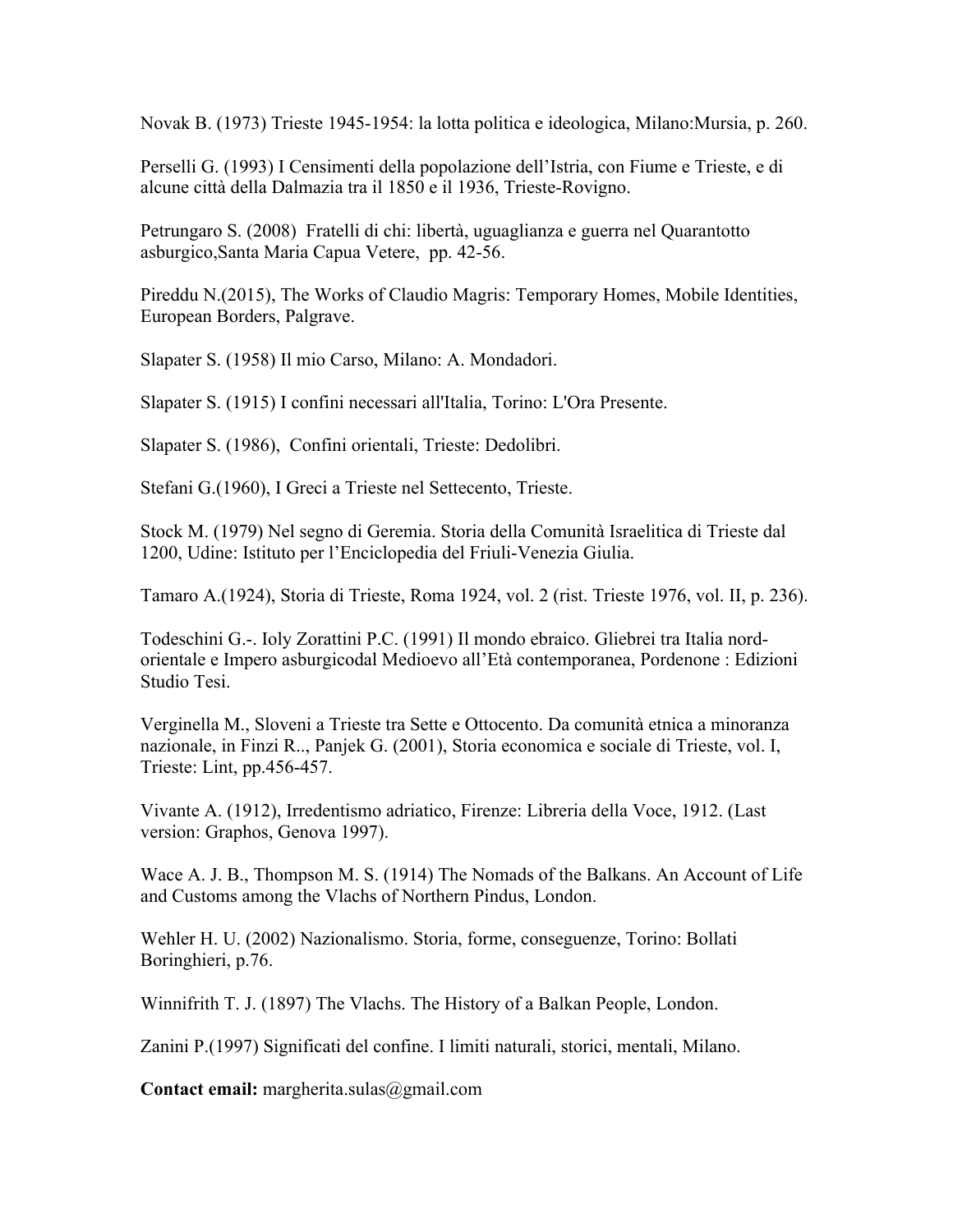Novak B. (1973) Trieste 1945-1954: la lotta politica e ideologica, Milano:Mursia, p. 260.

Perselli G. (1993) I Censimenti della popolazione dell'Istria, con Fiume e Trieste, e di alcune città della Dalmazia tra il 1850 e il 1936, Trieste-Rovigno.

Petrungaro S. (2008) Fratelli di chi: libertà, uguaglianza e guerra nel Quarantotto asburgico,Santa Maria Capua Vetere, pp. 42-56.

Pireddu N.(2015), The Works of Claudio Magris: Temporary Homes, Mobile Identities, European Borders, Palgrave.

Slapater S. (1958) Il mio Carso, Milano: A. Mondadori.

Slapater S. (1915) I confini necessari all'Italia, Torino: L'Ora Presente.

Slapater S. (1986), Confini orientali, Trieste: Dedolibri.

Stefani G.(1960), I Greci a Trieste nel Settecento, Trieste.

Stock M. (1979) Nel segno di Geremia. Storia della Comunità Israelitica di Trieste dal 1200, Udine: Istituto per l'Enciclopedia del Friuli-Venezia Giulia.

Tamaro A.(1924), Storia di Trieste, Roma 1924, vol. 2 (rist. Trieste 1976, vol. II, p. 236).

Todeschini G.-. Ioly Zorattini P.C. (1991) Il mondo ebraico. Gliebrei tra Italia nord-orientale e Impero asburgicodal Medioevo all'Età contemporanea, Pordenone : Edizioni Studio Tesi.

Verginella M., Sloveni a Trieste tra Sette e Ottocento. Da comunità etnica a minoranza nazionale, in Finzi R.., Panjek G. (2001), Storia economica e sociale di Trieste, vol. I, Trieste: Lint, pp.456-457.

Vivante A. (1912), Irredentismo adriatico, Firenze: Libreria della Voce, 1912. (Last version: Graphos, Genova 1997).

Wace A. J. B., Thompson M. S. (1914) The Nomads of the Balkans. An Account of Life and Customs among the Vlachs of Northern Pindus, London.

Wehler H. U. (2002) Nazionalismo. Storia, forme, conseguenze, Torino: Bollati Boringhieri, p.76.

Winnifrith T. J. (1897) The Vlachs. The History of a Balkan People, London.

Zanini P.(1997) Significati del confine. I limiti naturali, storici, mentali, Milano.

**Contact email:** margherita.sulas@gmail.com